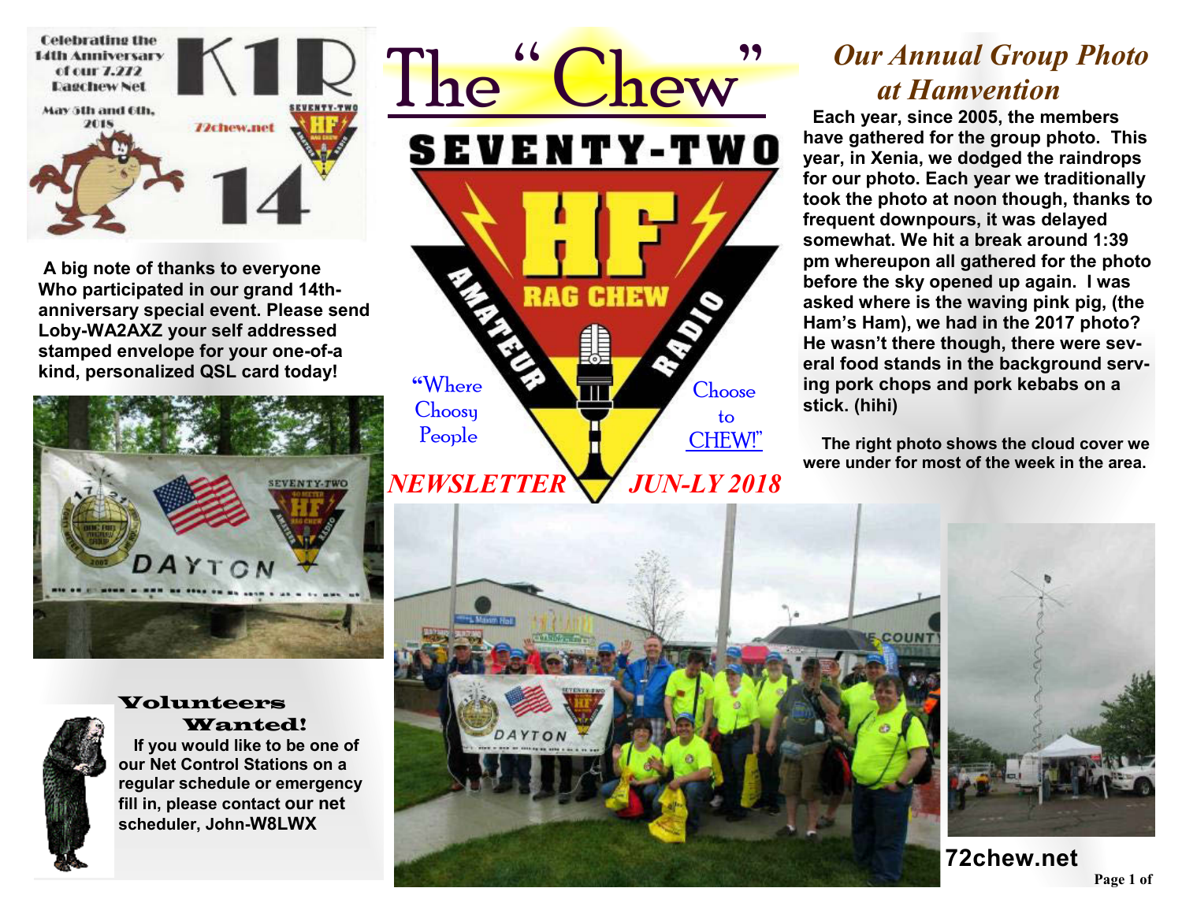# The "Chew"

SEVENTY-TWO

"Where Choosy People Choose to CHEW!"

*NEWSLETTER JUN-LY 2018*

Celebrating the 14th Anniversary of our 7.272 Ragchew Net

May 5th and 6th, 2018

72chew.net

A big note of thanks to everyone Who participated in our grand 14th-anniversary special event. Please send Loby-WA2AXZ your self addressed stamped envelope for your one-of-a kind, personalized QSL card today!

## Volunteers Wanted!

If you would like to be one of our Net Control Stations on a regular schedule or emergency fill in, please contact our net scheduler, John-W8LWX

## *Our Annual Group Photo at Hamvention*

**Each year, since 2005, the members have gathered for the group photo. This year, in Xenia, we dodged the raindrops for our photo. Each year we traditionally took the photo at noon though, thanks to frequent downpours, it was delayed somewhat. We hit a break around 1:39 pm whereupon all gathered for the photo before the sky opened up again. I was asked where is the waving pink pig, (the Ham's Ham), we had in the 2017 photo? He wasn't there though, there were several food stands in the background serving pork chops and pork kebabs on a stick. (hihi)**

**The right photo shows the cloud cover we were under for most of the week in the area.**

**72chew.net**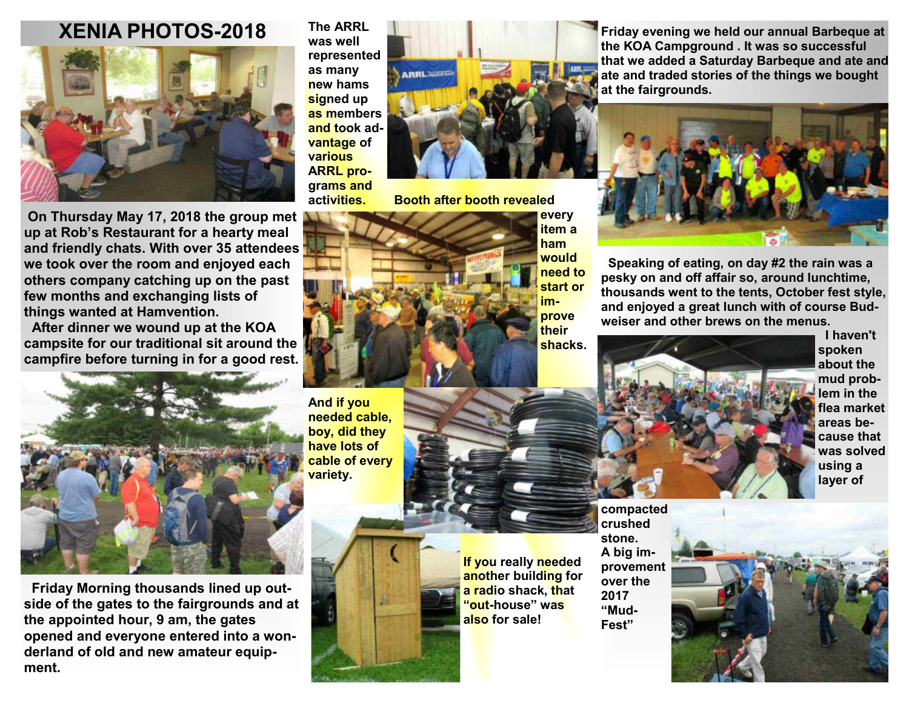# XENIA PHOTOS-2018

On Thursday May 17, 2018 the group met up at Rob's Restaurant for a hearty meal and friendly chats. With over 35 attendees we took over the room and enjoyed each others company catching up on the past few months and exchanging lists of things wanted at Hamvention.

After dinner we wound up at the KOA campsite for our traditional sit around the campfire before turning in for a good rest.

Friday Morning thousands lined up outside of the gates to the fairgrounds and at the appointed hour, 9 am, the gates opened and everyone entered into a wonderland of old and new amateur equipment.

The ARRL was well represented as many new hams signed up as members and took advantage of various ARRL programs and activities.

Booth after booth revealed every item a ham would need to start or improve their shacks.

And if you needed cable, boy, did they have lots of cable of every variety.

If you really needed another building for a radio shack, that "out-house" was also for sale!

Friday evening we held our annual Barbeque at the KOA Campground . It was so successful that we added a Saturday Barbeque and ate and ate and traded stories of the things we bought at the fairgrounds.

Speaking of eating, on day #2 the rain was a pesky on and off affair so, around lunchtime, thousands went to the tents, October fest style, and enjoyed a great lunch with of course Budweiser and other brews on the menus.

I haven't spoken about the mud problem in the flea market areas because that was solved using a layer of compacted crushed stone. A big improvement over the 2017 "Mud-Fest"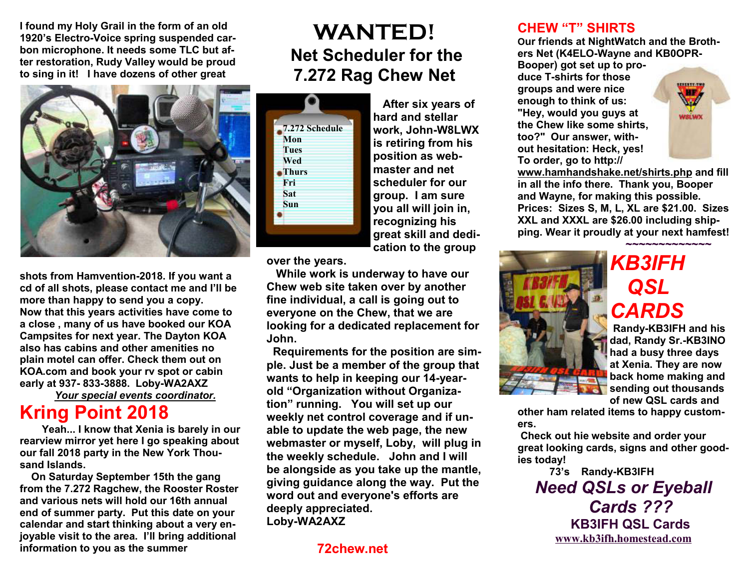I found my Holy Grail in the form of an old 1920's Electro-Voice spring suspended carbon microphone. It needs some TLC but after restoration, Rudy Valley would be proud to sing in it! I have dozens of other great shots from Hamvention-2018. If you want a cd of all shots, please contact me and I'll be more than happy to send you a copy.

Now that this years activities have come to a close , many of us have booked our KOA Campsites for next year. The Dayton KOA also has cabins and other amenities no plain motel can offer. Check them out on KOA.com and book your rv spot or cabin early at 937- 833-3888. Loby-WA2AXZ

*Your special events coordinator.*

# Kring Point 2018

Yeah... I know that Xenia is barely in our rearview mirror yet here I go speaking about our fall 2018 party in the New York Thousand Islands.

On Saturday September 15th the gang from the 7.272 Ragchew, the Rooster Roster and various nets will hold our 16th annual end of summer party. Put this date on your calendar and start thinking about a very enjoyable visit to the area. I'll bring additional information to you as the summer

# WANTED!

## Net Scheduler for the 7.272 Rag Chew Net

7.272 Schedule
Mon
Tues
Wed
Thurs
Fri
Sat
Sun

After six years of hard and stellar work, John-W8LWX is retiring from his position as webmaster and net scheduler for our group. I am sure you all will join in, recognizing his great skill and dedication to the group over the years.

While work is underway to have our Chew web site taken over by another fine individual, a call is going out to everyone on the Chew, that we are looking for a dedicated replacement for John.

Requirements for the position are simple. Just be a member of the group that wants to help in keeping our 14-year-old "Organization without Organization" running. You will set up our weekly net control coverage and if unable to update the web page, the new webmaster or myself, Loby, will plug in the weekly schedule. John and I will be alongside as you take up the mantle, giving guidance along the way. Put the word out and everyone's efforts are deeply appreciated.

Loby-WA2AXZ

72chew.net

## CHEW "T" SHIRTS

Our friends at NightWatch and the Brothers Net (K4ELO-Wayne and KB0OPR-Booper) got set up to produce T-shirts for those groups and were nice enough to think of us: "Hey, would you guys at the Chew like some shirts, too?" Our answer, without hesitation: Heck, yes! To order, go to http://www.hamhandshake.net/shirts.php and fill in all the info there. Thank you, Booper and Wayne, for making this possible. Prices: Sizes S, M, L, XL are $21.00. Sizes XXL and XXXL are $26.00 including shipping. Wear it proudly at your next hamfest!

~~~~~~~~~~~~~~

# *KB3IFH QSL CARDS*

Randy-KB3IFH and his dad, Randy Sr.-KB3INO had a busy three days at Xenia. They are now back home making and sending out thousands of new QSL cards and other ham related items to happy customers.

Check out hie website and order your great looking cards, signs and other goodies today!

73's Randy-KB3IFH

*Need QSLs or Eyeball Cards ???*

**KB3IFH QSL Cards**

www.kb3ifh.homestead.com